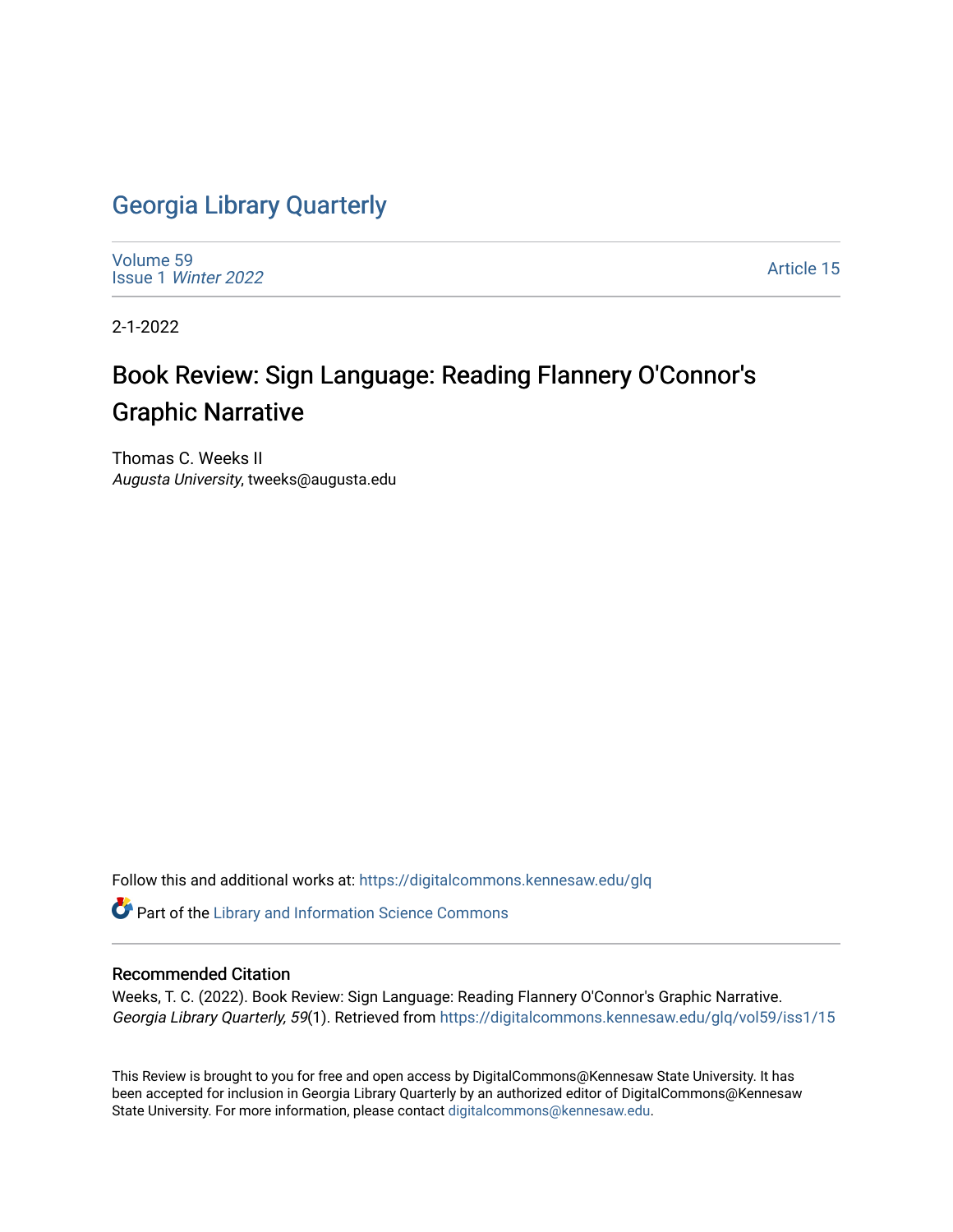# Georgia Library Quarterly

Volume 59
Issue 1 *Winter 2022*

Article 15

2-1-2022

## Book Review: Sign Language: Reading Flannery O'Connor's Graphic Narrative

Thomas C. Weeks II
*Augusta University*, tweeks@augusta.edu

Follow this and additional works at: https://digitalcommons.kennesaw.edu/glq

Part of the Library and Information Science Commons

### Recommended Citation

Weeks, T. C. (2022). Book Review: Sign Language: Reading Flannery O'Connor's Graphic Narrative. *Georgia Library Quarterly, 59*(1). Retrieved from https://digitalcommons.kennesaw.edu/glq/vol59/iss1/15

This Review is brought to you for free and open access by DigitalCommons@Kennesaw State University. It has been accepted for inclusion in Georgia Library Quarterly by an authorized editor of DigitalCommons@Kennesaw State University. For more information, please contact digitalcommons@kennesaw.edu.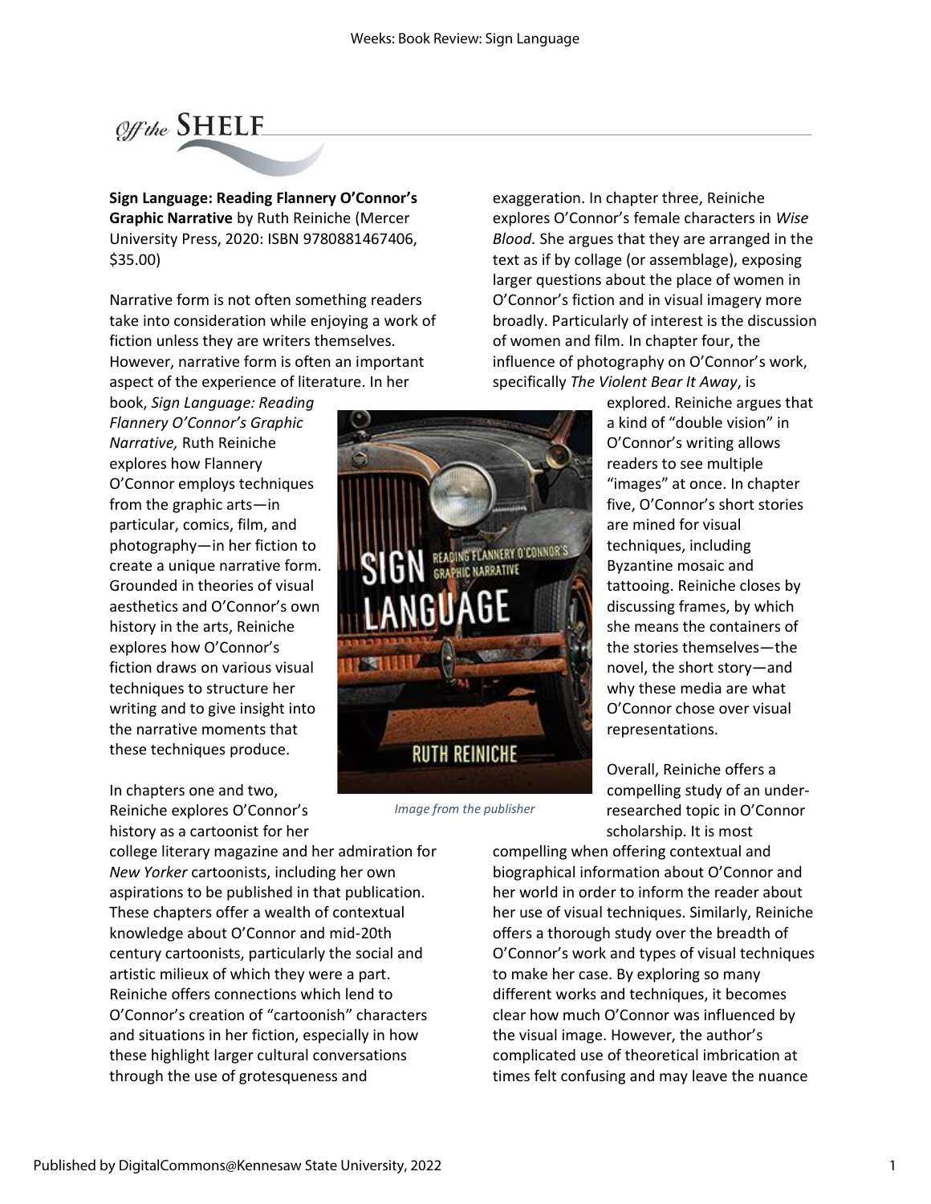Off the SHELF

**Sign Language: Reading Flannery O'Connor's Graphic Narrative** by Ruth Reiniche (Mercer University Press, 2020: ISBN 9780881467406, $35.00)

Narrative form is not often something readers take into consideration while enjoying a work of fiction unless they are writers themselves. However, narrative form is often an important aspect of the experience of literature. In her book, *Sign Language: Reading Flannery O'Connor's Graphic Narrative,* Ruth Reiniche explores how Flannery O'Connor employs techniques from the graphic arts—in particular, comics, film, and photography—in her fiction to create a unique narrative form. Grounded in theories of visual aesthetics and O'Connor's own history in the arts, Reiniche explores how O'Connor's fiction draws on various visual techniques to structure her writing and to give insight into the narrative moments that these techniques produce.

*Image from the publisher*

In chapters one and two, Reiniche explores O'Connor's history as a cartoonist for her college literary magazine and her admiration for *New Yorker* cartoonists, including her own aspirations to be published in that publication. These chapters offer a wealth of contextual knowledge about O'Connor and mid-20th century cartoonists, particularly the social and artistic milieux of which they were a part. Reiniche offers connections which lend to O'Connor's creation of "cartoonish" characters and situations in her fiction, especially in how these highlight larger cultural conversations through the use of grotesqueness and exaggeration. In chapter three, Reiniche explores O'Connor's female characters in *Wise Blood.* She argues that they are arranged in the text as if by collage (or assemblage), exposing larger questions about the place of women in O'Connor's fiction and in visual imagery more broadly. Particularly of interest is the discussion of women and film. In chapter four, the influence of photography on O'Connor's work, specifically *The Violent Bear It Away*, is explored. Reiniche argues that a kind of "double vision" in O'Connor's writing allows readers to see multiple "images" at once. In chapter five, O'Connor's short stories are mined for visual techniques, including Byzantine mosaic and tattooing. Reiniche closes by discussing frames, by which she means the containers of the stories themselves—the novel, the short story—and why these media are what O'Connor chose over visual representations.

Overall, Reiniche offers a compelling study of an under-researched topic in O'Connor scholarship. It is most compelling when offering contextual and biographical information about O'Connor and her world in order to inform the reader about her use of visual techniques. Similarly, Reiniche offers a thorough study over the breadth of O'Connor's work and types of visual techniques to make her case. By exploring so many different works and techniques, it becomes clear how much O'Connor was influenced by the visual image. However, the author's complicated use of theoretical imbrication at times felt confusing and may leave the nuance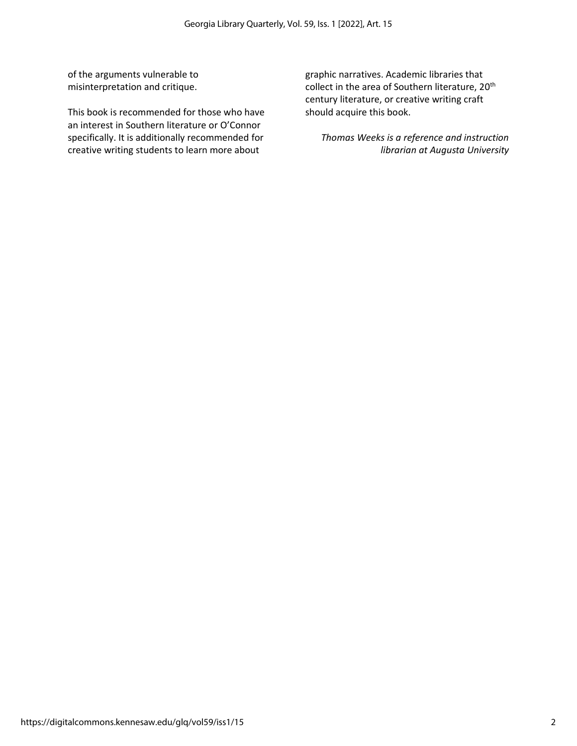of the arguments vulnerable to misinterpretation and critique.

This book is recommended for those who have an interest in Southern literature or O'Connor specifically. It is additionally recommended for creative writing students to learn more about graphic narratives. Academic libraries that collect in the area of Southern literature, 20th century literature, or creative writing craft should acquire this book.

*Thomas Weeks is a reference and instruction librarian at Augusta University*